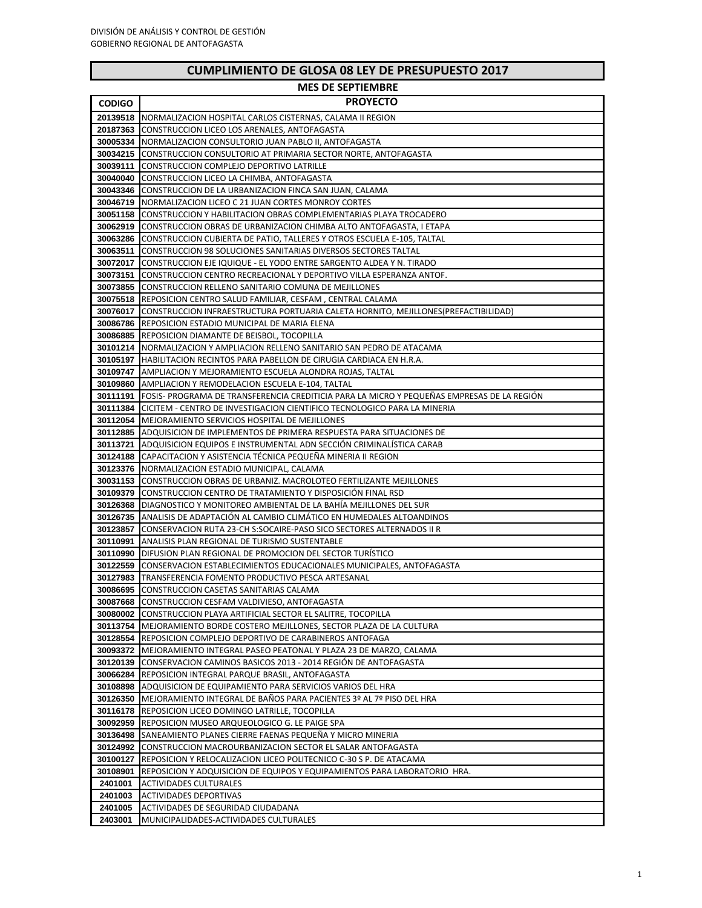DIVISIÓN DE ANÁLISIS Y CONTROL DE GESTIÓN
GOBIERNO REGIONAL DE ANTOFAGASTA

# CUMPLIMIENTO DE GLOSA 08 LEY DE PRESUPUESTO 2017

## MES DE SEPTIEMBRE

| CODIGO | PROYECTO |
|---|---|
| 20139518 | NORMALIZACION HOSPITAL CARLOS CISTERNAS, CALAMA II REGION |
| 20187363 | CONSTRUCCION LICEO LOS ARENALES, ANTOFAGASTA |
| 30005334 | NORMALIZACION CONSULTORIO JUAN PABLO II, ANTOFAGASTA |
| 30034215 | CONSTRUCCION CONSULTORIO AT PRIMARIA SECTOR NORTE, ANTOFAGASTA |
| 30039111 | CONSTRUCCION COMPLEJO DEPORTIVO LATRILLE |
| 30040040 | CONSTRUCCION LICEO LA CHIMBA, ANTOFAGASTA |
| 30043346 | CONSTRUCCION DE LA URBANIZACION FINCA SAN JUAN, CALAMA |
| 30046719 | NORMALIZACION LICEO C 21 JUAN CORTES MONROY CORTES |
| 30051158 | CONSTRUCCION Y HABILITACION OBRAS COMPLEMENTARIAS PLAYA TROCADERO |
| 30062919 | CONSTRUCCION OBRAS DE URBANIZACION CHIMBA ALTO ANTOFAGASTA, I ETAPA |
| 30063286 | CONSTRUCCION CUBIERTA DE PATIO, TALLERES Y OTROS ESCUELA E-105, TALTAL |
| 30063511 | CONSTRUCCION 98 SOLUCIONES SANITARIAS DIVERSOS SECTORES TALTAL |
| 30072017 | CONSTRUCCION EJE IQUIQUE - EL YODO ENTRE SARGENTO ALDEA Y N. TIRADO |
| 30073151 | CONSTRUCCION CENTRO RECREACIONAL Y DEPORTIVO VILLA ESPERANZA ANTOF. |
| 30073855 | CONSTRUCCION RELLENO SANITARIO COMUNA DE MEJILLONES |
| 30075518 | REPOSICION CENTRO SALUD FAMILIAR, CESFAM , CENTRAL CALAMA |
| 30076017 | CONSTRUCCION INFRAESTRUCTURA PORTUARIA CALETA HORNITO, MEJILLONES(PREFACTIBILIDAD) |
| 30086786 | REPOSICION ESTADIO MUNICIPAL DE MARIA ELENA |
| 30086885 | REPOSICION DIAMANTE DE BEISBOL, TOCOPILLA |
| 30101214 | NORMALIZACION Y AMPLIACION RELLENO SANITARIO SAN PEDRO DE ATACAMA |
| 30105197 | HABILITACION RECINTOS PARA PABELLON DE CIRUGIA CARDIACA EN H.R.A. |
| 30109747 | AMPLIACION Y MEJORAMIENTO ESCUELA ALONDRA ROJAS, TALTAL |
| 30109860 | AMPLIACION Y REMODELACION ESCUELA E-104, TALTAL |
| 30111191 | FOSIS- PROGRAMA DE TRANSFERENCIA CREDITICIA PARA LA MICRO Y PEQUEÑAS EMPRESAS DE LA REGIÓN |
| 30111384 | CICITEM - CENTRO DE INVESTIGACION CIENTIFICO TECNOLOGICO PARA LA MINERIA |
| 30112054 | MEJORAMIENTO SERVICIOS HOSPITAL DE MEJILLONES |
| 30112885 | ADQUISICION DE IMPLEMENTOS DE PRIMERA RESPUESTA PARA SITUACIONES DE |
| 30113721 | ADQUISICION EQUIPOS E INSTRUMENTAL ADN SECCIÓN CRIMINALÍSTICA CARAB |
| 30124188 | CAPACITACION Y ASISTENCIA TÉCNICA PEQUEÑA MINERIA II REGION |
| 30123376 | NORMALIZACION ESTADIO MUNICIPAL, CALAMA |
| 30031153 | CONSTRUCCION OBRAS DE URBANIZ. MACROLOTEO FERTILIZANTE MEJILLONES |
| 30109379 | CONSTRUCCION CENTRO DE TRATAMIENTO Y DISPOSICIÓN FINAL RSD |
| 30126368 | DIAGNOSTICO Y MONITOREO AMBIENTAL DE LA BAHÍA MEJILLONES DEL SUR |
| 30126735 | ANALISIS DE ADAPTACIÓN AL CAMBIO CLIMÁTICO EN HUMEDALES ALTOANDINOS |
| 30123857 | CONSERVACION RUTA 23-CH S:SOCAIRE-PASO SICO SECTORES ALTERNADOS II R |
| 30110991 | ANALISIS PLAN REGIONAL DE TURISMO SUSTENTABLE |
| 30110990 | DIFUSION PLAN REGIONAL DE PROMOCION DEL SECTOR TURÍSTICO |
| 30122559 | CONSERVACION ESTABLECIMIENTOS EDUCACIONALES MUNICIPALES, ANTOFAGASTA |
| 30127983 | TRANSFERENCIA FOMENTO PRODUCTIVO PESCA ARTESANAL |
| 30086695 | CONSTRUCCION CASETAS SANITARIAS CALAMA |
| 30087668 | CONSTRUCCION CESFAM VALDIVIESO, ANTOFAGASTA |
| 30080002 | CONSTRUCCION PLAYA ARTIFICIAL SECTOR EL SALITRE, TOCOPILLA |
| 30113754 | MEJORAMIENTO BORDE COSTERO MEJILLONES, SECTOR PLAZA DE LA CULTURA |
| 30128554 | REPOSICION COMPLEJO DEPORTIVO DE CARABINEROS ANTOFAGA |
| 30093372 | MEJORAMIENTO INTEGRAL PASEO PEATONAL Y PLAZA 23 DE MARZO, CALAMA |
| 30120139 | CONSERVACION CAMINOS BASICOS 2013 - 2014 REGIÓN DE ANTOFAGASTA |
| 30066284 | REPOSICION INTEGRAL PARQUE BRASIL, ANTOFAGASTA |
| 30108898 | ADQUISICION DE EQUIPAMIENTO PARA SERVICIOS VARIOS DEL HRA |
| 30126350 | MEJORAMIENTO INTEGRAL DE BAÑOS PARA PACIENTES 3º AL 7º PISO DEL HRA |
| 30116178 | REPOSICION LICEO DOMINGO LATRILLE, TOCOPILLA |
| 30092959 | REPOSICION MUSEO ARQUEOLOGICO G. LE PAIGE SPA |
| 30136498 | SANEAMIENTO PLANES CIERRE FAENAS PEQUEÑA Y MICRO MINERIA |
| 30124992 | CONSTRUCCION MACROURBANIZACION SECTOR EL SALAR ANTOFAGASTA |
| 30100127 | REPOSICION Y RELOCALIZACION LICEO POLITECNICO C-30 S P. DE ATACAMA |
| 30108901 | REPOSICION Y ADQUISICION DE EQUIPOS Y EQUIPAMIENTOS PARA LABORATORIO HRA. |
| 2401001 | ACTIVIDADES CULTURALES |
| 2401003 | ACTIVIDADES DEPORTIVAS |
| 2401005 | ACTIVIDADES DE SEGURIDAD CIUDADANA |
| 2403001 | MUNICIPALIDADES-ACTIVIDADES CULTURALES |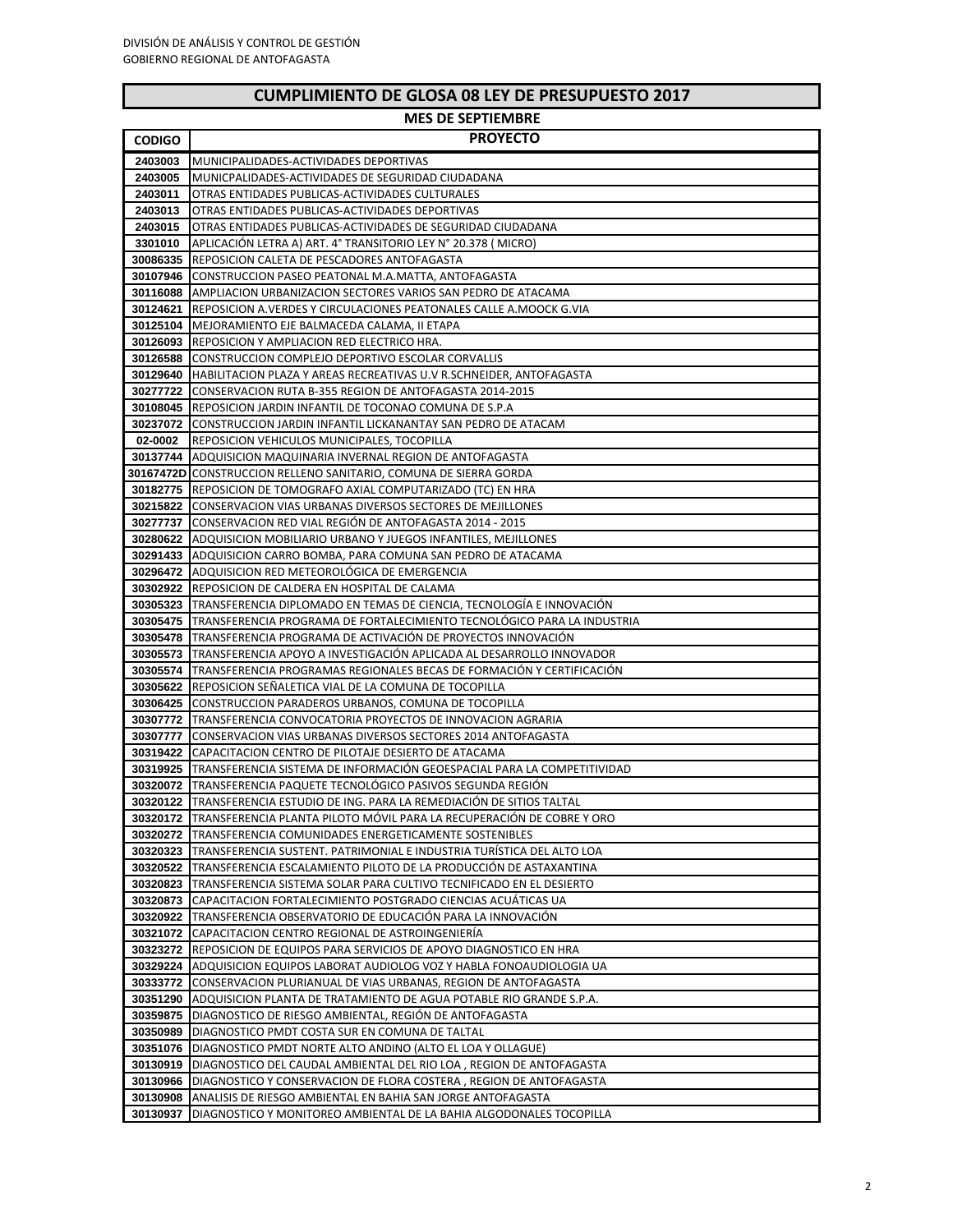DIVISIÓN DE ANÁLISIS Y CONTROL DE GESTIÓN
GOBIERNO REGIONAL DE ANTOFAGASTA

## CUMPLIMIENTO DE GLOSA 08 LEY DE PRESUPUESTO 2017

### MES DE SEPTIEMBRE

| CODIGO | PROYECTO |
|---|---|
| 2403003 | MUNICIPALIDADES-ACTIVIDADES DEPORTIVAS |
| 2403005 | MUNICPALIDADES-ACTIVIDADES DE SEGURIDAD CIUDADANA |
| 2403011 | OTRAS ENTIDADES PUBLICAS-ACTIVIDADES CULTURALES |
| 2403013 | OTRAS ENTIDADES PUBLICAS-ACTIVIDADES DEPORTIVAS |
| 2403015 | OTRAS ENTIDADES PUBLICAS-ACTIVIDADES DE SEGURIDAD CIUDADANA |
| 3301010 | APLICACIÓN LETRA A) ART. 4° TRANSITORIO LEY N° 20.378 ( MICRO) |
| 30086335 | REPOSICION CALETA DE PESCADORES ANTOFAGASTA |
| 30107946 | CONSTRUCCION PASEO PEATONAL M.A.MATTA, ANTOFAGASTA |
| 30116088 | AMPLIACION URBANIZACION SECTORES VARIOS SAN PEDRO DE ATACAMA |
| 30124621 | REPOSICION A.VERDES Y CIRCULACIONES PEATONALES CALLE A.MOOCK G.VIA |
| 30125104 | MEJORAMIENTO EJE BALMACEDA CALAMA, II ETAPA |
| 30126093 | REPOSICION Y AMPLIACION RED ELECTRICO HRA. |
| 30126588 | CONSTRUCCION COMPLEJO DEPORTIVO ESCOLAR CORVALLIS |
| 30129640 | HABILITACION PLAZA Y AREAS RECREATIVAS U.V R.SCHNEIDER, ANTOFAGASTA |
| 30277722 | CONSERVACION RUTA B-355 REGION DE ANTOFAGASTA 2014-2015 |
| 30108045 | REPOSICION JARDIN INFANTIL DE TOCONAO COMUNA DE S.P.A |
| 30237072 | CONSTRUCCION JARDIN INFANTIL LICKANANTAY SAN PEDRO DE ATACAM |
| 02-0002 | REPOSICION VEHICULOS MUNICIPALES, TOCOPILLA |
| 30137744 | ADQUISICION MAQUINARIA INVERNAL REGION DE ANTOFAGASTA |
| 30167472D | CONSTRUCCION RELLENO SANITARIO, COMUNA DE SIERRA GORDA |
| 30182775 | REPOSICION DE TOMOGRAFO AXIAL COMPUTARIZADO (TC) EN HRA |
| 30215822 | CONSERVACION VIAS URBANAS DIVERSOS SECTORES DE MEJILLONES |
| 30277737 | CONSERVACION RED VIAL REGIÓN DE ANTOFAGASTA 2014 - 2015 |
| 30280622 | ADQUISICION MOBILIARIO URBANO Y JUEGOS INFANTILES, MEJILLONES |
| 30291433 | ADQUISICION CARRO BOMBA, PARA COMUNA SAN PEDRO DE ATACAMA |
| 30296472 | ADQUISICION RED METEOROLÓGICA DE EMERGENCIA |
| 30302922 | REPOSICION DE CALDERA EN HOSPITAL DE CALAMA |
| 30305323 | TRANSFERENCIA DIPLOMADO EN TEMAS DE CIENCIA, TECNOLOGÍA E INNOVACIÓN |
| 30305475 | TRANSFERENCIA PROGRAMA DE FORTALECIMIENTO TECNOLÓGICO PARA LA INDUSTRIA |
| 30305478 | TRANSFERENCIA PROGRAMA DE ACTIVACIÓN DE PROYECTOS INNOVACIÓN |
| 30305573 | TRANSFERENCIA APOYO A INVESTIGACIÓN APLICADA AL DESARROLLO INNOVADOR |
| 30305574 | TRANSFERENCIA PROGRAMAS REGIONALES BECAS DE FORMACIÓN Y CERTIFICACIÓN |
| 30305622 | REPOSICION SEÑALETICA VIAL DE LA COMUNA DE TOCOPILLA |
| 30306425 | CONSTRUCCION PARADEROS URBANOS, COMUNA DE TOCOPILLA |
| 30307772 | TRANSFERENCIA CONVOCATORIA PROYECTOS DE INNOVACION AGRARIA |
| 30307777 | CONSERVACION VIAS URBANAS DIVERSOS SECTORES 2014 ANTOFAGASTA |
| 30319422 | CAPACITACION CENTRO DE PILOTAJE DESIERTO DE ATACAMA |
| 30319925 | TRANSFERENCIA SISTEMA DE INFORMACIÓN GEOESPACIAL PARA LA COMPETITIVIDAD |
| 30320072 | TRANSFERENCIA PAQUETE TECNOLÓGICO PASIVOS SEGUNDA REGIÓN |
| 30320122 | TRANSFERENCIA ESTUDIO DE ING. PARA LA REMEDIACIÓN DE SITIOS TALTAL |
| 30320172 | TRANSFERENCIA PLANTA PILOTO MÓVIL PARA LA RECUPERACIÓN DE COBRE Y ORO |
| 30320272 | TRANSFERENCIA COMUNIDADES ENERGETICAMENTE SOSTENIBLES |
| 30320323 | TRANSFERENCIA SUSTENT. PATRIMONIAL E INDUSTRIA TURÍSTICA DEL ALTO LOA |
| 30320522 | TRANSFERENCIA ESCALAMIENTO PILOTO DE LA PRODUCCIÓN DE ASTAXANTINA |
| 30320823 | TRANSFERENCIA SISTEMA SOLAR PARA CULTIVO TECNIFICADO EN EL DESIERTO |
| 30320873 | CAPACITACION FORTALECIMIENTO POSTGRADO CIENCIAS ACUÁTICAS UA |
| 30320922 | TRANSFERENCIA OBSERVATORIO DE EDUCACIÓN PARA LA INNOVACIÓN |
| 30321072 | CAPACITACION CENTRO REGIONAL DE ASTROINGENIERÍA |
| 30323272 | REPOSICION DE EQUIPOS PARA SERVICIOS DE APOYO DIAGNOSTICO EN HRA |
| 30329224 | ADQUISICION EQUIPOS LABORAT AUDIOLOG VOZ Y HABLA FONOAUDIOLOGIA UA |
| 30333772 | CONSERVACION PLURIANUAL DE VIAS URBANAS, REGION DE ANTOFAGASTA |
| 30351290 | ADQUISICION PLANTA DE TRATAMIENTO DE AGUA POTABLE RIO GRANDE S.P.A. |
| 30359875 | DIAGNOSTICO DE RIESGO AMBIENTAL, REGIÓN DE ANTOFAGASTA |
| 30350989 | DIAGNOSTICO PMDT COSTA SUR EN COMUNA DE TALTAL |
| 30351076 | DIAGNOSTICO PMDT NORTE ALTO ANDINO (ALTO EL LOA Y OLLAGUE) |
| 30130919 | DIAGNOSTICO DEL CAUDAL AMBIENTAL DEL RIO LOA , REGION DE ANTOFAGASTA |
| 30130966 | DIAGNOSTICO Y CONSERVACION DE FLORA COSTERA , REGION DE ANTOFAGASTA |
| 30130908 | ANALISIS DE RIESGO AMBIENTAL EN BAHIA SAN JORGE ANTOFAGASTA |
| 30130937 | DIAGNOSTICO Y MONITOREO AMBIENTAL DE LA BAHIA ALGODONALES TOCOPILLA |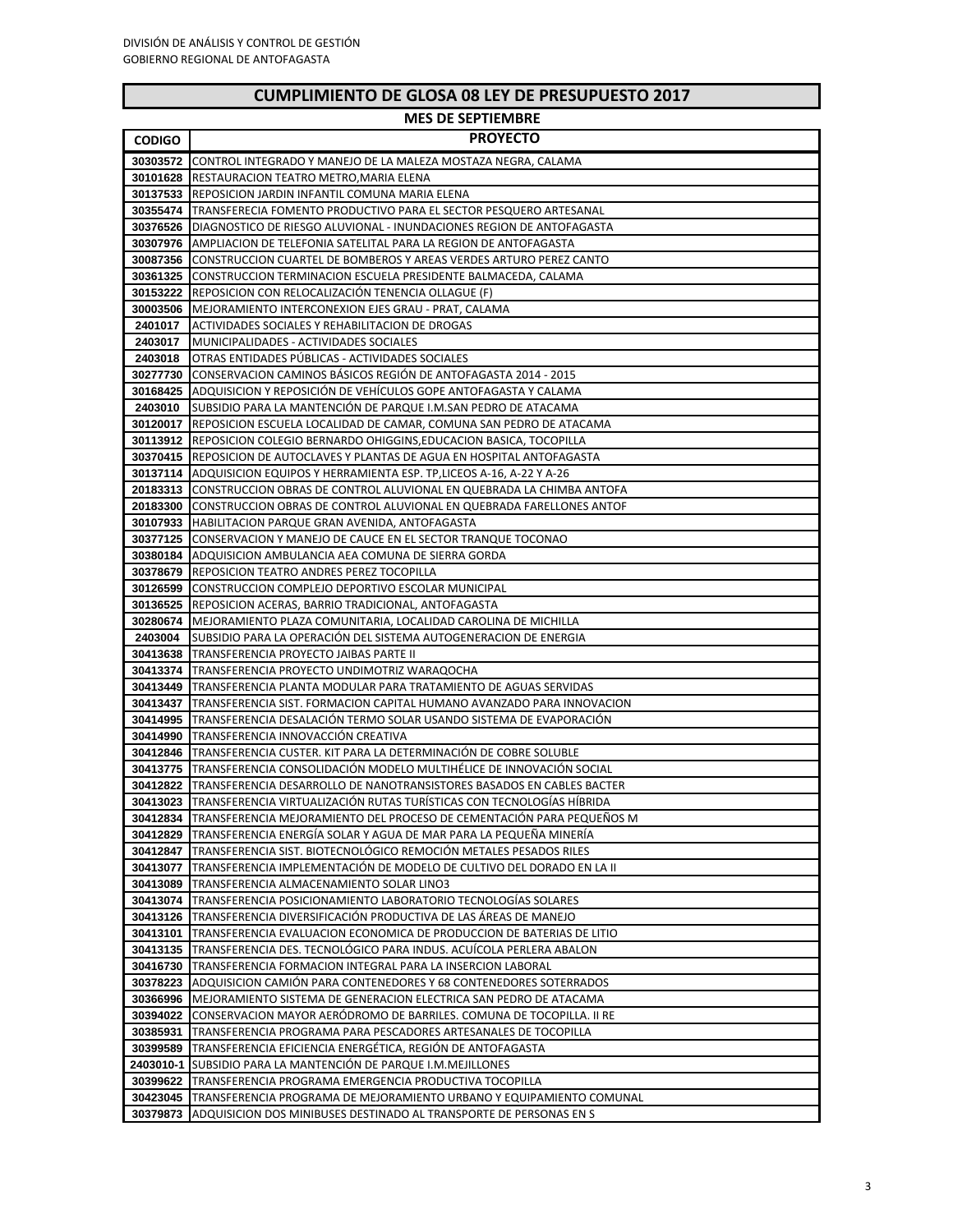DIVISIÓN DE ANÁLISIS Y CONTROL DE GESTIÓN
GOBIERNO REGIONAL DE ANTOFAGASTA

## CUMPLIMIENTO DE GLOSA 08 LEY DE PRESUPUESTO 2017

### MES DE SEPTIEMBRE

| CODIGO | PROYECTO |
|---|---|
| 30303572 | CONTROL INTEGRADO Y MANEJO DE LA MALEZA MOSTAZA NEGRA, CALAMA |
| 30101628 | RESTAURACION TEATRO METRO,MARIA ELENA |
| 30137533 | REPOSICION JARDIN INFANTIL COMUNA MARIA ELENA |
| 30355474 | TRANSFERECIA FOMENTO PRODUCTIVO PARA EL SECTOR PESQUERO ARTESANAL |
| 30376526 | DIAGNOSTICO DE RIESGO ALUVIONAL - INUNDACIONES REGION DE ANTOFAGASTA |
| 30307976 | AMPLIACION DE TELEFONIA SATELITAL PARA LA REGION DE ANTOFAGASTA |
| 30087356 | CONSTRUCCION CUARTEL DE BOMBEROS Y AREAS VERDES ARTURO PEREZ CANTO |
| 30361325 | CONSTRUCCION TERMINACION ESCUELA PRESIDENTE BALMACEDA, CALAMA |
| 30153222 | REPOSICION CON RELOCALIZACIÓN TENENCIA OLLAGUE (F) |
| 30003506 | MEJORAMIENTO INTERCONEXION EJES GRAU - PRAT, CALAMA |
| 2401017 | ACTIVIDADES SOCIALES Y REHABILITACION DE DROGAS |
| 2403017 | MUNICIPALIDADES - ACTIVIDADES SOCIALES |
| 2403018 | OTRAS ENTIDADES PÚBLICAS - ACTIVIDADES SOCIALES |
| 30277730 | CONSERVACION CAMINOS BÁSICOS REGIÓN DE ANTOFAGASTA 2014 - 2015 |
| 30168425 | ADQUISICION Y REPOSICIÓN DE VEHÍCULOS GOPE ANTOFAGASTA Y CALAMA |
| 2403010 | SUBSIDIO PARA LA MANTENCIÓN DE PARQUE I.M.SAN PEDRO DE ATACAMA |
| 30120017 | REPOSICION ESCUELA LOCALIDAD DE CAMAR, COMUNA SAN PEDRO DE ATACAMA |
| 30113912 | REPOSICION COLEGIO BERNARDO OHIGGINS,EDUCACION BASICA, TOCOPILLA |
| 30370415 | REPOSICION DE AUTOCLAVES Y PLANTAS DE AGUA EN HOSPITAL ANTOFAGASTA |
| 30137114 | ADQUISICION EQUIPOS Y HERRAMIENTA ESP. TP,LICEOS A-16, A-22 Y A-26 |
| 20183313 | CONSTRUCCION OBRAS DE CONTROL ALUVIONAL EN QUEBRADA LA CHIMBA ANTOFA |
| 20183300 | CONSTRUCCION OBRAS DE CONTROL ALUVIONAL EN QUEBRADA FARELLONES ANTOF |
| 30107933 | HABILITACION PARQUE GRAN AVENIDA, ANTOFAGASTA |
| 30377125 | CONSERVACION Y MANEJO DE CAUCE EN EL SECTOR TRANQUE TOCONAO |
| 30380184 | ADQUISICION AMBULANCIA AEA COMUNA DE SIERRA GORDA |
| 30378679 | REPOSICION TEATRO ANDRES PEREZ TOCOPILLA |
| 30126599 | CONSTRUCCION COMPLEJO DEPORTIVO ESCOLAR MUNICIPAL |
| 30136525 | REPOSICION ACERAS, BARRIO TRADICIONAL, ANTOFAGASTA |
| 30280674 | MEJORAMIENTO PLAZA COMUNITARIA, LOCALIDAD CAROLINA DE MICHILLA |
| 2403004 | SUBSIDIO PARA LA OPERACIÓN DEL SISTEMA AUTOGENERACION DE ENERGIA |
| 30413638 | TRANSFERENCIA PROYECTO JAIBAS PARTE II |
| 30413374 | TRANSFERENCIA PROYECTO UNDIMOTRIZ WARAQOCHA |
| 30413449 | TRANSFERENCIA PLANTA MODULAR PARA TRATAMIENTO DE AGUAS SERVIDAS |
| 30413437 | TRANSFERENCIA SIST. FORMACION CAPITAL HUMANO AVANZADO PARA INNOVACION |
| 30414995 | TRANSFERENCIA DESALACIÓN TERMO SOLAR USANDO SISTEMA DE EVAPORACIÓN |
| 30414990 | TRANSFERENCIA INNOVACCIÓN CREATIVA |
| 30412846 | TRANSFERENCIA CUSTER. KIT PARA LA DETERMINACIÓN DE COBRE SOLUBLE |
| 30413775 | TRANSFERENCIA CONSOLIDACIÓN MODELO MULTIHÉLICE DE INNOVACIÓN SOCIAL |
| 30412822 | TRANSFERENCIA DESARROLLO DE NANOTRANSISTORES BASADOS EN CABLES BACTER |
| 30413023 | TRANSFERENCIA VIRTUALIZACIÓN RUTAS TURÍSTICAS CON TECNOLOGÍAS HÍBRIDA |
| 30412834 | TRANSFERENCIA MEJORAMIENTO DEL PROCESO DE CEMENTACIÓN PARA PEQUEÑOS M |
| 30412829 | TRANSFERENCIA ENERGÍA SOLAR Y AGUA DE MAR PARA LA PEQUEÑA MINERÍA |
| 30412847 | TRANSFERENCIA SIST. BIOTECNOLÓGICO REMOCIÓN METALES PESADOS RILES |
| 30413077 | TRANSFERENCIA IMPLEMENTACIÓN DE MODELO DE CULTIVO DEL DORADO EN LA II |
| 30413089 | TRANSFERENCIA ALMACENAMIENTO SOLAR LINO3 |
| 30413074 | TRANSFERENCIA POSICIONAMIENTO LABORATORIO TECNOLOGÍAS SOLARES |
| 30413126 | TRANSFERENCIA DIVERSIFICACIÓN PRODUCTIVA DE LAS ÁREAS DE MANEJO |
| 30413101 | TRANSFERENCIA EVALUACION ECONOMICA DE PRODUCCION DE BATERIAS DE LITIO |
| 30413135 | TRANSFERENCIA DES. TECNOLÓGICO PARA INDUS. ACUÍCOLA PERLERA ABALON |
| 30416730 | TRANSFERENCIA FORMACION INTEGRAL PARA LA INSERCION LABORAL |
| 30378223 | ADQUISICION CAMIÓN PARA CONTENEDORES Y 68 CONTENEDORES SOTERRADOS |
| 30366996 | MEJORAMIENTO SISTEMA DE GENERACION ELECTRICA SAN PEDRO DE ATACAMA |
| 30394022 | CONSERVACION MAYOR AERÓDROMO DE BARRILES. COMUNA DE TOCOPILLA. II RE |
| 30385931 | TRANSFERENCIA PROGRAMA PARA PESCADORES ARTESANALES DE TOCOPILLA |
| 30399589 | TRANSFERENCIA EFICIENCIA ENERGÉTICA, REGIÓN DE ANTOFAGASTA |
| 2403010-1 | SUBSIDIO PARA LA MANTENCIÓN DE PARQUE I.M.MEJILLONES |
| 30399622 | TRANSFERENCIA PROGRAMA EMERGENCIA PRODUCTIVA TOCOPILLA |
| 30423045 | TRANSFERENCIA PROGRAMA DE MEJORAMIENTO URBANO Y EQUIPAMIENTO COMUNAL |
| 30379873 | ADQUISICION DOS MINIBUSES DESTINADO AL TRANSPORTE DE PERSONAS EN S |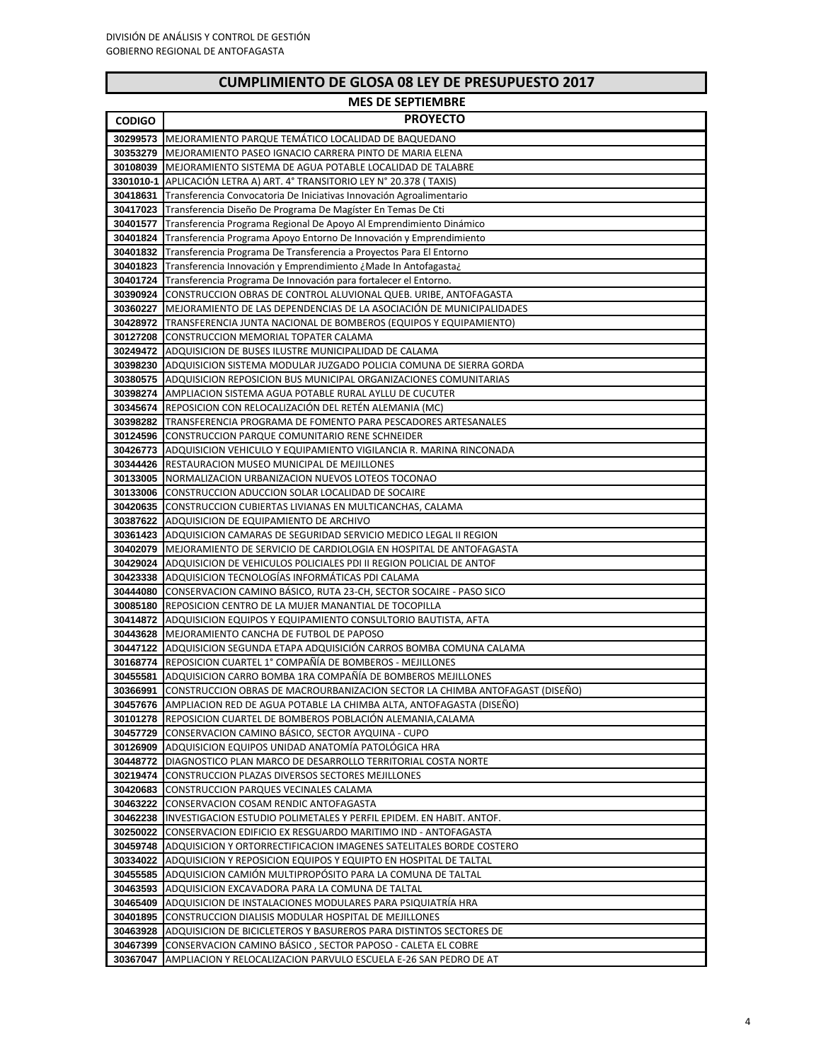DIVISIÓN DE ANÁLISIS Y CONTROL DE GESTIÓN
GOBIERNO REGIONAL DE ANTOFAGASTA

## CUMPLIMIENTO DE GLOSA 08 LEY DE PRESUPUESTO 2017

### MES DE SEPTIEMBRE

| CODIGO | PROYECTO |
|---|---|
| 30299573 | MEJORAMIENTO PARQUE TEMÁTICO LOCALIDAD DE BAQUEDANO |
| 30353279 | MEJORAMIENTO PASEO IGNACIO CARRERA PINTO DE MARIA ELENA |
| 30108039 | MEJORAMIENTO SISTEMA DE AGUA POTABLE LOCALIDAD DE TALABRE |
| 3301010-1 | APLICACIÓN LETRA A) ART. 4° TRANSITORIO LEY N° 20.378 ( TAXIS) |
| 30418631 | Transferencia Convocatoria De Iniciativas Innovación Agroalimentario |
| 30417023 | Transferencia Diseño De Programa De Magíster En Temas De Cti |
| 30401577 | Transferencia Programa Regional De Apoyo Al Emprendimiento Dinámico |
| 30401824 | Transferencia Programa Apoyo Entorno De Innovación y Emprendimiento |
| 30401832 | Transferencia Programa De Transferencia a Proyectos Para El Entorno |
| 30401823 | Transferencia Innovación y Emprendimiento ¿Made In Antofagasta¿ |
| 30401724 | Transferencia Programa De Innovación para fortalecer el Entorno. |
| 30390924 | CONSTRUCCION OBRAS DE CONTROL ALUVIONAL QUEB. URIBE, ANTOFAGASTA |
| 30360227 | MEJORAMIENTO DE LAS DEPENDENCIAS DE LA ASOCIACIÓN DE MUNICIPALIDADES |
| 30428972 | TRANSFERENCIA JUNTA NACIONAL DE BOMBEROS (EQUIPOS Y EQUIPAMIENTO) |
| 30127208 | CONSTRUCCION MEMORIAL TOPATER CALAMA |
| 30249472 | ADQUISICION DE BUSES ILUSTRE MUNICIPALIDAD DE CALAMA |
| 30398230 | ADQUISICION SISTEMA MODULAR JUZGADO POLICIA COMUNA DE SIERRA GORDA |
| 30380575 | ADQUISICION REPOSICION BUS MUNICIPAL ORGANIZACIONES COMUNITARIAS |
| 30398274 | AMPLIACION SISTEMA AGUA POTABLE RURAL AYLLU DE CUCUTER |
| 30345674 | REPOSICION CON RELOCALIZACIÓN DEL RETÉN ALEMANIA (MC) |
| 30398282 | TRANSFERENCIA PROGRAMA DE FOMENTO PARA PESCADORES ARTESANALES |
| 30124596 | CONSTRUCCION PARQUE COMUNITARIO RENE SCHNEIDER |
| 30426773 | ADQUISICION VEHICULO Y EQUIPAMIENTO VIGILANCIA R. MARINA RINCONADA |
| 30344426 | RESTAURACION MUSEO MUNICIPAL DE MEJILLONES |
| 30133005 | NORMALIZACION URBANIZACION NUEVOS LOTEOS TOCONAO |
| 30133006 | CONSTRUCCION ADUCCION SOLAR LOCALIDAD DE SOCAIRE |
| 30420635 | CONSTRUCCION CUBIERTAS LIVIANAS EN MULTICANCHAS, CALAMA |
| 30387622 | ADQUISICION DE EQUIPAMIENTO DE ARCHIVO |
| 30361423 | ADQUISICION CAMARAS DE SEGURIDAD SERVICIO MEDICO LEGAL II REGION |
| 30402079 | MEJORAMIENTO DE SERVICIO DE CARDIOLOGIA EN HOSPITAL DE ANTOFAGASTA |
| 30429024 | ADQUISICION DE VEHICULOS POLICIALES PDI II REGION POLICIAL DE ANTOF |
| 30423338 | ADQUISICION TECNOLOGÍAS INFORMÁTICAS PDI CALAMA |
| 30444080 | CONSERVACION CAMINO BÁSICO, RUTA 23-CH, SECTOR SOCAIRE - PASO SICO |
| 30085180 | REPOSICION CENTRO DE LA MUJER MANANTIAL DE TOCOPILLA |
| 30414872 | ADQUISICION EQUIPOS Y EQUIPAMIENTO CONSULTORIO BAUTISTA, AFTA |
| 30443628 | MEJORAMIENTO CANCHA DE FUTBOL DE PAPOSO |
| 30447122 | ADQUISICION SEGUNDA ETAPA ADQUISICIÓN CARROS BOMBA COMUNA CALAMA |
| 30168774 | REPOSICION CUARTEL 1° COMPAÑÍA DE BOMBEROS - MEJILLONES |
| 30455581 | ADQUISICION CARRO BOMBA 1RA COMPAÑÍA DE BOMBEROS MEJILLONES |
| 30366991 | CONSTRUCCION OBRAS DE MACROURBANIZACION SECTOR LA CHIMBA ANTOFAGAST (DISEÑO) |
| 30457676 | AMPLIACION RED DE AGUA POTABLE LA CHIMBA ALTA, ANTOFAGASTA (DISEÑO) |
| 30101278 | REPOSICION CUARTEL DE BOMBEROS POBLACIÓN ALEMANIA,CALAMA |
| 30457729 | CONSERVACION CAMINO BÁSICO, SECTOR AYQUINA - CUPO |
| 30126909 | ADQUISICION EQUIPOS UNIDAD ANATOMÍA PATOLÓGICA HRA |
| 30448772 | DIAGNOSTICO PLAN MARCO DE DESARROLLO TERRITORIAL COSTA NORTE |
| 30219474 | CONSTRUCCION PLAZAS DIVERSOS SECTORES MEJILLONES |
| 30420683 | CONSTRUCCION PARQUES VECINALES CALAMA |
| 30463222 | CONSERVACION COSAM RENDIC ANTOFAGASTA |
| 30462238 | INVESTIGACION ESTUDIO POLIMETALES Y PERFIL EPIDEM. EN HABIT. ANTOF. |
| 30250022 | CONSERVACION EDIFICIO EX RESGUARDO MARITIMO IND - ANTOFAGASTA |
| 30459748 | ADQUISICION Y ORTORRECTIFICACION IMAGENES SATELITALES BORDE COSTERO |
| 30334022 | ADQUISICION Y REPOSICION EQUIPOS Y EQUIPTO EN HOSPITAL DE TALTAL |
| 30455585 | ADQUISICION CAMIÓN MULTIPROPÓSITO PARA LA COMUNA DE TALTAL |
| 30463593 | ADQUISICION EXCAVADORA PARA LA COMUNA DE TALTAL |
| 30465409 | ADQUISICION DE INSTALACIONES MODULARES PARA PSIQUIATRÍA HRA |
| 30401895 | CONSTRUCCION DIALISIS MODULAR HOSPITAL DE MEJILLONES |
| 30463928 | ADQUISICION DE BICICLETEROS Y BASUREROS PARA DISTINTOS SECTORES DE |
| 30467399 | CONSERVACION CAMINO BÁSICO , SECTOR PAPOSO - CALETA EL COBRE |
| 30367047 | AMPLIACION Y RELOCALIZACION PARVULO ESCUELA E-26 SAN PEDRO DE AT |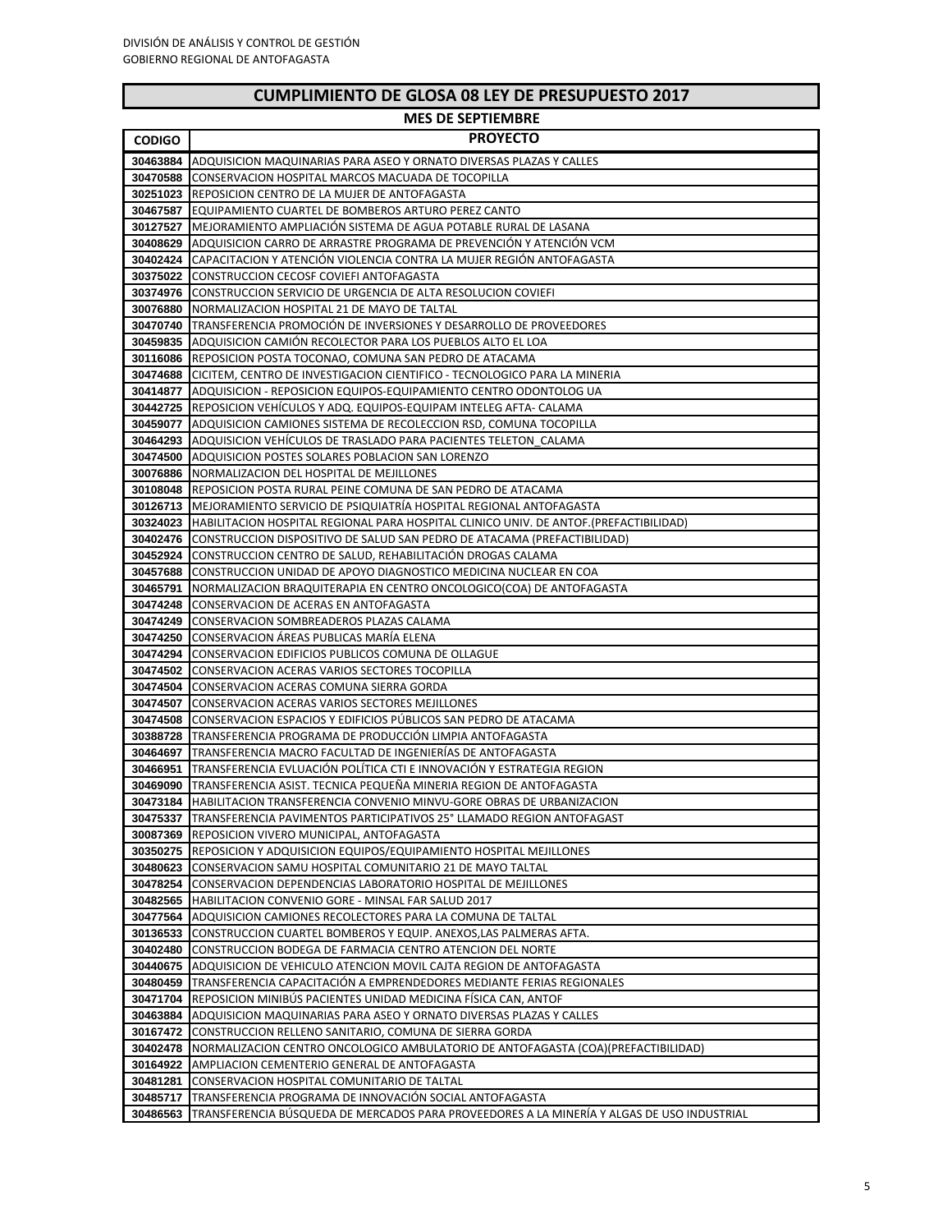DIVISIÓN DE ANÁLISIS Y CONTROL DE GESTIÓN
GOBIERNO REGIONAL DE ANTOFAGASTA

# CUMPLIMIENTO DE GLOSA 08 LEY DE PRESUPUESTO 2017

## MES DE SEPTIEMBRE

| CODIGO | PROYECTO |
|---|---|
| 30463884 | ADQUISICION MAQUINARIAS PARA ASEO Y ORNATO DIVERSAS PLAZAS Y CALLES |
| 30470588 | CONSERVACION HOSPITAL MARCOS MACUADA DE TOCOPILLA |
| 30251023 | REPOSICION CENTRO DE LA MUJER DE ANTOFAGASTA |
| 30467587 | EQUIPAMIENTO CUARTEL DE BOMBEROS ARTURO PEREZ CANTO |
| 30127527 | MEJORAMIENTO AMPLIACIÓN SISTEMA DE AGUA POTABLE RURAL DE LASANA |
| 30408629 | ADQUISICION CARRO DE ARRASTRE PROGRAMA DE PREVENCIÓN Y ATENCIÓN VCM |
| 30402424 | CAPACITACION Y ATENCIÓN VIOLENCIA CONTRA LA MUJER REGIÓN ANTOFAGASTA |
| 30375022 | CONSTRUCCION CECOSF COVIEFI ANTOFAGASTA |
| 30374976 | CONSTRUCCION SERVICIO DE URGENCIA DE ALTA RESOLUCION COVIEFI |
| 30076880 | NORMALIZACION HOSPITAL 21 DE MAYO DE TALTAL |
| 30470740 | TRANSFERENCIA PROMOCIÓN DE INVERSIONES Y DESARROLLO DE PROVEEDORES |
| 30459835 | ADQUISICION CAMIÓN RECOLECTOR PARA LOS PUEBLOS ALTO EL LOA |
| 30116086 | REPOSICION POSTA TOCONAO, COMUNA SAN PEDRO DE ATACAMA |
| 30474688 | CICITEM, CENTRO DE INVESTIGACION CIENTIFICO - TECNOLOGICO PARA LA MINERIA |
| 30414877 | ADQUISICION - REPOSICION EQUIPOS-EQUIPAMIENTO CENTRO ODONTOLOG UA |
| 30442725 | REPOSICION VEHÍCULOS Y ADQ. EQUIPOS-EQUIPAM INTELEG AFTA- CALAMA |
| 30459077 | ADQUISICION CAMIONES SISTEMA DE RECOLECCION RSD, COMUNA TOCOPILLA |
| 30464293 | ADQUISICION VEHÍCULOS DE TRASLADO PARA PACIENTES TELETON_CALAMA |
| 30474500 | ADQUISICION POSTES SOLARES POBLACION SAN LORENZO |
| 30076886 | NORMALIZACION DEL HOSPITAL DE MEJILLONES |
| 30108048 | REPOSICION POSTA RURAL PEINE COMUNA DE SAN PEDRO DE ATACAMA |
| 30126713 | MEJORAMIENTO SERVICIO DE PSIQUIATRÍA HOSPITAL REGIONAL ANTOFAGASTA |
| 30324023 | HABILITACION HOSPITAL REGIONAL PARA HOSPITAL CLINICO UNIV. DE ANTOF.(PREFACTIBILIDAD) |
| 30402476 | CONSTRUCCION DISPOSITIVO DE SALUD SAN PEDRO DE ATACAMA (PREFACTIBILIDAD) |
| 30452924 | CONSTRUCCION CENTRO DE SALUD, REHABILITACIÓN DROGAS CALAMA |
| 30457688 | CONSTRUCCION UNIDAD DE APOYO DIAGNOSTICO MEDICINA NUCLEAR EN COA |
| 30465791 | NORMALIZACION BRAQUITERAPIA EN CENTRO ONCOLOGICO(COA) DE ANTOFAGASTA |
| 30474248 | CONSERVACION DE ACERAS EN ANTOFAGASTA |
| 30474249 | CONSERVACION SOMBREADEROS PLAZAS CALAMA |
| 30474250 | CONSERVACION ÁREAS PUBLICAS MARÍA ELENA |
| 30474294 | CONSERVACION EDIFICIOS PUBLICOS COMUNA DE OLLAGUE |
| 30474502 | CONSERVACION ACERAS VARIOS SECTORES TOCOPILLA |
| 30474504 | CONSERVACION ACERAS COMUNA SIERRA GORDA |
| 30474507 | CONSERVACION ACERAS VARIOS SECTORES MEJILLONES |
| 30474508 | CONSERVACION ESPACIOS Y EDIFICIOS PÚBLICOS SAN PEDRO DE ATACAMA |
| 30388728 | TRANSFERENCIA PROGRAMA DE PRODUCCIÓN LIMPIA ANTOFAGASTA |
| 30464697 | TRANSFERENCIA MACRO FACULTAD DE INGENIERÍAS DE ANTOFAGASTA |
| 30466951 | TRANSFERENCIA EVLUACIÓN POLÍTICA CTI E INNOVACIÓN Y ESTRATEGIA REGION |
| 30469090 | TRANSFERENCIA ASIST. TECNICA PEQUEÑA MINERIA REGION DE ANTOFAGASTA |
| 30473184 | HABILITACION TRANSFERENCIA CONVENIO MINVU-GORE OBRAS DE URBANIZACION |
| 30475337 | TRANSFERENCIA PAVIMENTOS PARTICIPATIVOS 25° LLAMADO REGION ANTOFAGAST |
| 30087369 | REPOSICION VIVERO MUNICIPAL, ANTOFAGASTA |
| 30350275 | REPOSICION Y ADQUISICION EQUIPOS/EQUIPAMIENTO HOSPITAL MEJILLONES |
| 30480623 | CONSERVACION SAMU HOSPITAL COMUNITARIO 21 DE MAYO TALTAL |
| 30478254 | CONSERVACION DEPENDENCIAS LABORATORIO HOSPITAL DE MEJILLONES |
| 30482565 | HABILITACION CONVENIO GORE - MINSAL FAR SALUD 2017 |
| 30477564 | ADQUISICION CAMIONES RECOLECTORES PARA LA COMUNA DE TALTAL |
| 30136533 | CONSTRUCCION CUARTEL BOMBEROS Y EQUIP. ANEXOS,LAS PALMERAS AFTA. |
| 30402480 | CONSTRUCCION BODEGA DE FARMACIA CENTRO ATENCION DEL NORTE |
| 30440675 | ADQUISICION DE VEHICULO ATENCION MOVIL CAJTA REGION DE ANTOFAGASTA |
| 30480459 | TRANSFERENCIA CAPACITACIÓN A EMPRENDEDORES MEDIANTE FERIAS REGIONALES |
| 30471704 | REPOSICION MINIBÚS PACIENTES UNIDAD MEDICINA FÍSICA CAN, ANTOF |
| 30463884 | ADQUISICION MAQUINARIAS PARA ASEO Y ORNATO DIVERSAS PLAZAS Y CALLES |
| 30167472 | CONSTRUCCION RELLENO SANITARIO, COMUNA DE SIERRA GORDA |
| 30402478 | NORMALIZACION CENTRO ONCOLOGICO AMBULATORIO DE ANTOFAGASTA (COA)(PREFACTIBILIDAD) |
| 30164922 | AMPLIACION CEMENTERIO GENERAL DE ANTOFAGASTA |
| 30481281 | CONSERVACION HOSPITAL COMUNITARIO DE TALTAL |
| 30485717 | TRANSFERENCIA PROGRAMA DE INNOVACIÓN SOCIAL ANTOFAGASTA |
| 30486563 | TRANSFERENCIA BÚSQUEDA DE MERCADOS PARA PROVEEDORES A LA MINERÍA Y ALGAS DE USO INDUSTRIAL |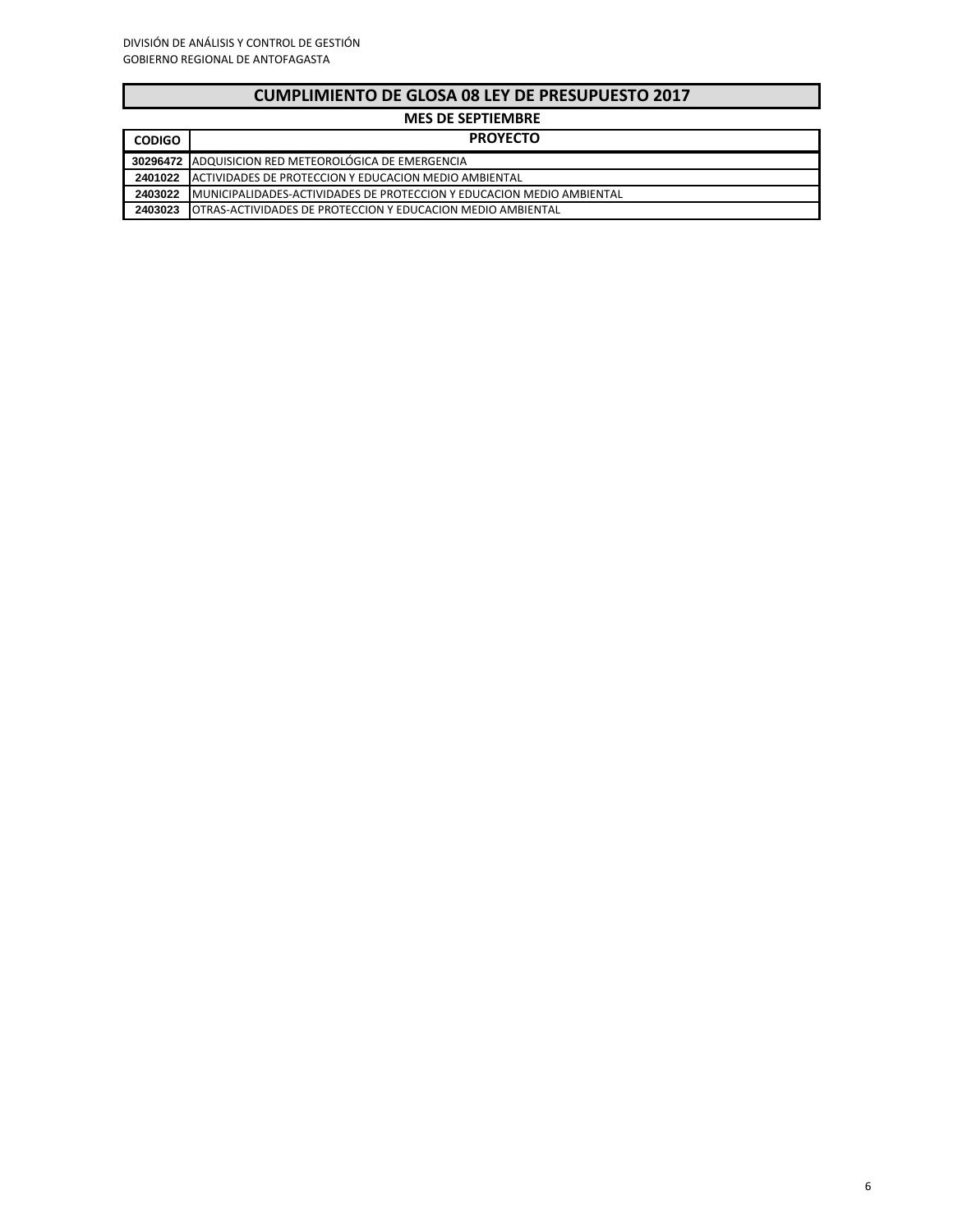DIVISIÓN DE ANÁLISIS Y CONTROL DE GESTIÓN
GOBIERNO REGIONAL DE ANTOFAGASTA

## CUMPLIMIENTO DE GLOSA 08 LEY DE PRESUPUESTO 2017

### MES DE SEPTIEMBRE

| CODIGO | PROYECTO |
|---|---|
| 30296472 | ADQUISICION RED METEOROLÓGICA DE EMERGENCIA |
| 2401022 | ACTIVIDADES DE PROTECCION Y EDUCACION MEDIO AMBIENTAL |
| 2403022 | MUNICIPALIDADES-ACTIVIDADES DE PROTECCION Y EDUCACION MEDIO AMBIENTAL |
| 2403023 | OTRAS-ACTIVIDADES DE PROTECCION Y EDUCACION MEDIO AMBIENTAL |